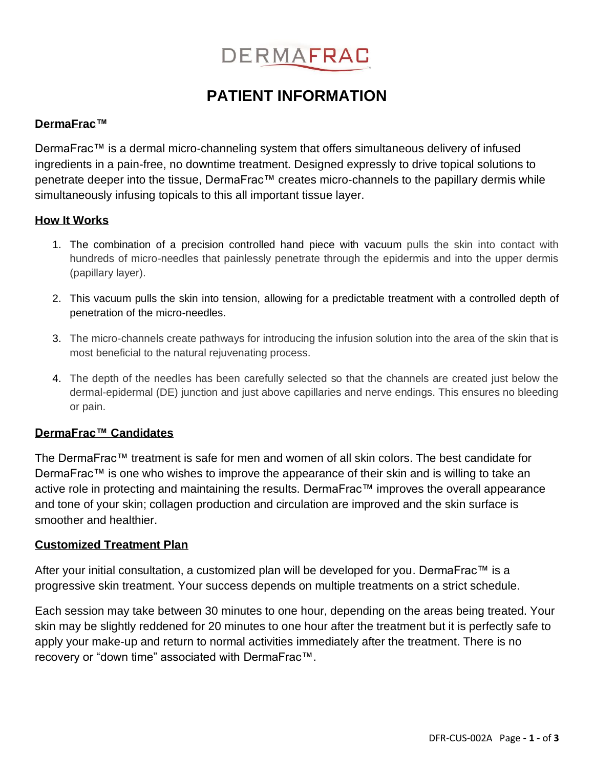DERMAFRAC

# PATIENT INFORMATION

## DermaFrac™

DermaFrac™ is a dermal micro-channeling system that offers simultaneous delivery of infused ingredients in a pain-free, no downtime treatment. Designed expressly to drive topical solutions to penetrate deeper into the tissue, DermaFrac™ creates micro-channels to the papillary dermis while simultaneously infusing topicals to this all important tissue layer.

## How It Works

1. The combination of a precision controlled hand piece with vacuum pulls the skin into contact with hundreds of micro-needles that painlessly penetrate through the epidermis and into the upper dermis (papillary layer).
2. This vacuum pulls the skin into tension, allowing for a predictable treatment with a controlled depth of penetration of the micro-needles.
3. The micro-channels create pathways for introducing the infusion solution into the area of the skin that is most beneficial to the natural rejuvenating process.
4. The depth of the needles has been carefully selected so that the channels are created just below the dermal-epidermal (DE) junction and just above capillaries and nerve endings. This ensures no bleeding or pain.

## DermaFrac™ Candidates

The DermaFrac™ treatment is safe for men and women of all skin colors. The best candidate for DermaFrac™ is one who wishes to improve the appearance of their skin and is willing to take an active role in protecting and maintaining the results. DermaFrac™ improves the overall appearance and tone of your skin; collagen production and circulation are improved and the skin surface is smoother and healthier.

## Customized Treatment Plan

After your initial consultation, a customized plan will be developed for you. DermaFrac™ is a progressive skin treatment. Your success depends on multiple treatments on a strict schedule.

Each session may take between 30 minutes to one hour, depending on the areas being treated. Your skin may be slightly reddened for 20 minutes to one hour after the treatment but it is perfectly safe to apply your make-up and return to normal activities immediately after the treatment. There is no recovery or "down time" associated with DermaFrac™.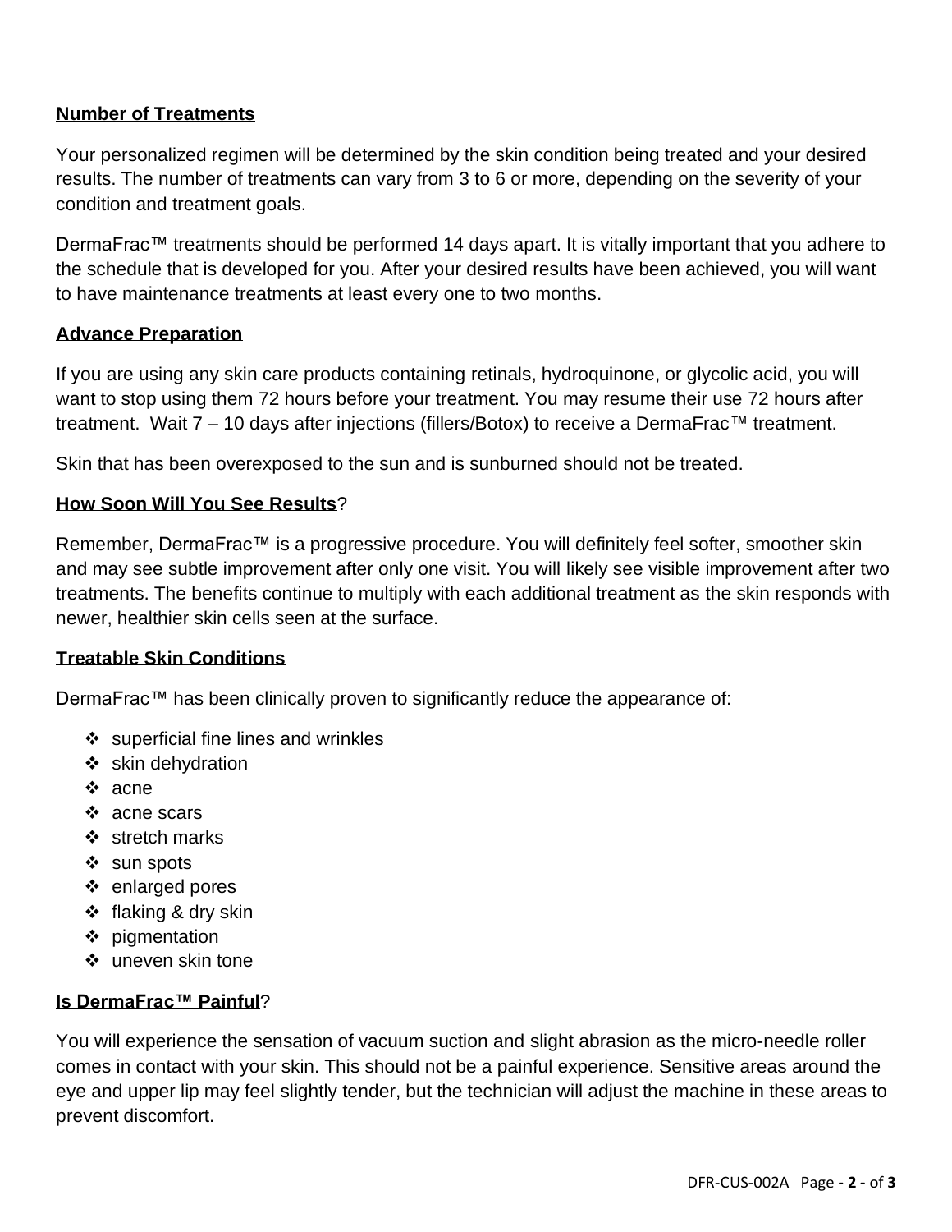**Number of Treatments**

Your personalized regimen will be determined by the skin condition being treated and your desired results. The number of treatments can vary from 3 to 6 or more, depending on the severity of your condition and treatment goals.

DermaFrac™ treatments should be performed 14 days apart. It is vitally important that you adhere to the schedule that is developed for you. After your desired results have been achieved, you will want to have maintenance treatments at least every one to two months.

**Advance Preparation**

If you are using any skin care products containing retinals, hydroquinone, or glycolic acid, you will want to stop using them 72 hours before your treatment. You may resume their use 72 hours after treatment. Wait 7 – 10 days after injections (fillers/Botox) to receive a DermaFrac™ treatment.

Skin that has been overexposed to the sun and is sunburned should not be treated.

**How Soon Will You See Results**?

Remember, DermaFrac™ is a progressive procedure. You will definitely feel softer, smoother skin and may see subtle improvement after only one visit. You will likely see visible improvement after two treatments. The benefits continue to multiply with each additional treatment as the skin responds with newer, healthier skin cells seen at the surface.

**Treatable Skin Conditions**

DermaFrac™ has been clinically proven to significantly reduce the appearance of:

- superficial fine lines and wrinkles
- skin dehydration
- acne
- acne scars
- stretch marks
- sun spots
- enlarged pores
- flaking & dry skin
- pigmentation
- uneven skin tone

**Is DermaFrac™ Painful**?

You will experience the sensation of vacuum suction and slight abrasion as the micro-needle roller comes in contact with your skin. This should not be a painful experience. Sensitive areas around the eye and upper lip may feel slightly tender, but the technician will adjust the machine in these areas to prevent discomfort.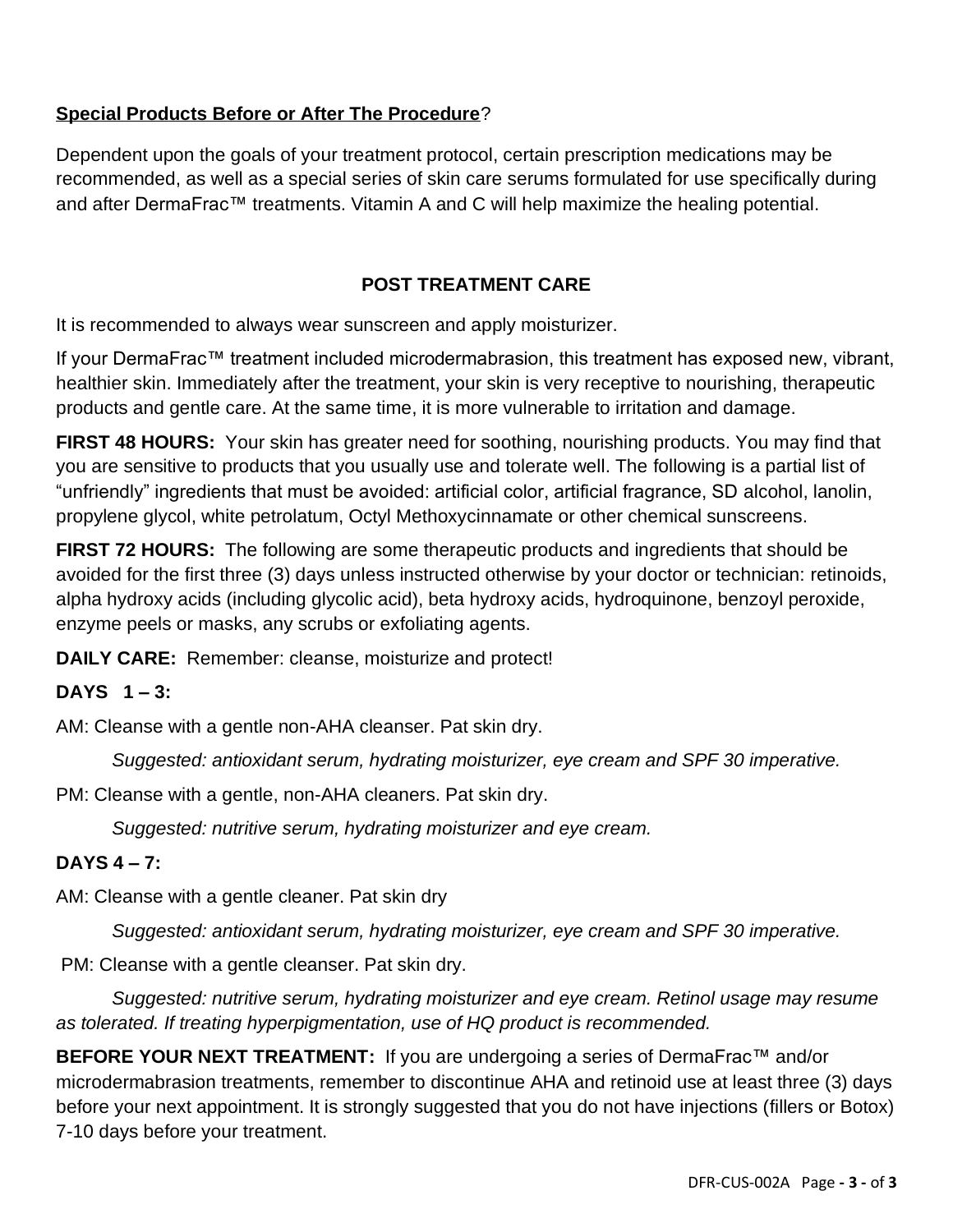**Special Products Before or After The Procedure**?

Dependent upon the goals of your treatment protocol, certain prescription medications may be recommended, as well as a special series of skin care serums formulated for use specifically during and after DermaFrac™ treatments. Vitamin A and C will help maximize the healing potential.

## POST TREATMENT CARE

It is recommended to always wear sunscreen and apply moisturizer.

If your DermaFrac™ treatment included microdermabrasion, this treatment has exposed new, vibrant, healthier skin. Immediately after the treatment, your skin is very receptive to nourishing, therapeutic products and gentle care. At the same time, it is more vulnerable to irritation and damage.

**FIRST 48 HOURS:** Your skin has greater need for soothing, nourishing products. You may find that you are sensitive to products that you usually use and tolerate well. The following is a partial list of "unfriendly" ingredients that must be avoided: artificial color, artificial fragrance, SD alcohol, lanolin, propylene glycol, white petrolatum, Octyl Methoxycinnamate or other chemical sunscreens.

**FIRST 72 HOURS:** The following are some therapeutic products and ingredients that should be avoided for the first three (3) days unless instructed otherwise by your doctor or technician: retinoids, alpha hydroxy acids (including glycolic acid), beta hydroxy acids, hydroquinone, benzoyl peroxide, enzyme peels or masks, any scrubs or exfoliating agents.

**DAILY CARE:** Remember: cleanse, moisturize and protect!

**DAYS 1 – 3:**

AM: Cleanse with a gentle non-AHA cleanser. Pat skin dry.

*Suggested: antioxidant serum, hydrating moisturizer, eye cream and SPF 30 imperative.*

PM: Cleanse with a gentle, non-AHA cleaners. Pat skin dry.

*Suggested: nutritive serum, hydrating moisturizer and eye cream.*

**DAYS 4 – 7:**

AM: Cleanse with a gentle cleaner. Pat skin dry

*Suggested: antioxidant serum, hydrating moisturizer, eye cream and SPF 30 imperative.*

PM: Cleanse with a gentle cleanser. Pat skin dry.

*Suggested: nutritive serum, hydrating moisturizer and eye cream. Retinol usage may resume as tolerated. If treating hyperpigmentation, use of HQ product is recommended.*

**BEFORE YOUR NEXT TREATMENT:** If you are undergoing a series of DermaFrac™ and/or microdermabrasion treatments, remember to discontinue AHA and retinoid use at least three (3) days before your next appointment. It is strongly suggested that you do not have injections (fillers or Botox) 7-10 days before your treatment.